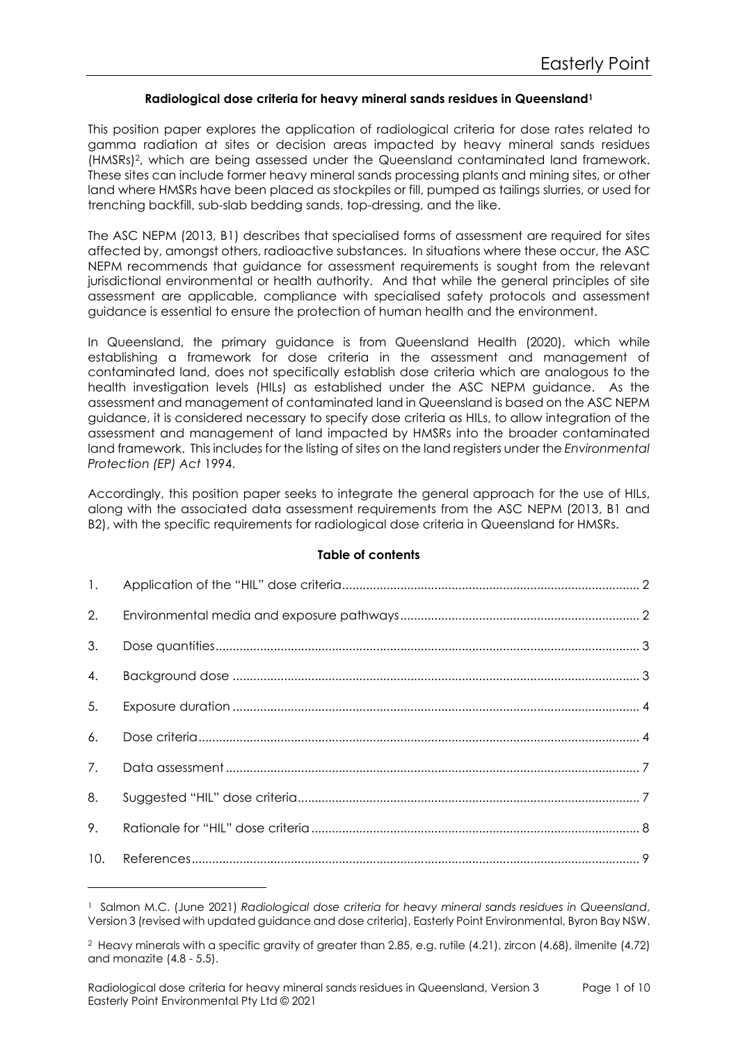**Radiological dose criteria for heavy mineral sands residues in Queensland**[1]

This position paper explores the application of radiological criteria for dose rates related to gamma radiation at sites or decision areas impacted by heavy mineral sands residues (HMSRs)[2], which are being assessed under the Queensland contaminated land framework. These sites can include former heavy mineral sands processing plants and mining sites, or other land where HMSRs have been placed as stockpiles or fill, pumped as tailings slurries, or used for trenching backfill, sub-slab bedding sands, top-dressing, and the like.

The ASC NEPM (2013, B1) describes that specialised forms of assessment are required for sites affected by, amongst others, radioactive substances. In situations where these occur, the ASC NEPM recommends that guidance for assessment requirements is sought from the relevant jurisdictional environmental or health authority. And that while the general principles of site assessment are applicable, compliance with specialised safety protocols and assessment guidance is essential to ensure the protection of human health and the environment.

In Queensland, the primary guidance is from Queensland Health (2020), which while establishing a framework for dose criteria in the assessment and management of contaminated land, does not specifically establish dose criteria which are analogous to the health investigation levels (HILs) as established under the ASC NEPM guidance. As the assessment and management of contaminated land in Queensland is based on the ASC NEPM guidance, it is considered necessary to specify dose criteria as HILs, to allow integration of the assessment and management of land impacted by HMSRs into the broader contaminated land framework. This includes for the listing of sites on the land registers under the *Environmental Protection (EP) Act* 1994.

Accordingly, this position paper seeks to integrate the general approach for the use of HILs, along with the associated data assessment requirements from the ASC NEPM (2013, B1 and B2), with the specific requirements for radiological dose criteria in Queensland for HMSRs.

**Table of contents**

1. Application of the "HIL" dose criteria ..... 2
2. Environmental media and exposure pathways ..... 2
3. Dose quantities ..... 3
4. Background dose ..... 3
5. Exposure duration ..... 4
6. Dose criteria ..... 4
7. Data assessment ..... 7
8. Suggested "HIL" dose criteria ..... 7
9. Rationale for "HIL" dose criteria ..... 8
10. References ..... 9

---

[1] Salmon M.C. (June 2021) *Radiological dose criteria for heavy mineral sands residues in Queensland*, Version 3 (revised with updated guidance and dose criteria), Easterly Point Environmental, Byron Bay NSW.

[2] Heavy minerals with a specific gravity of greater than 2.85, e.g. rutile (4.21), zircon (4.68), ilmenite (4.72) and monazite (4.8 - 5.5).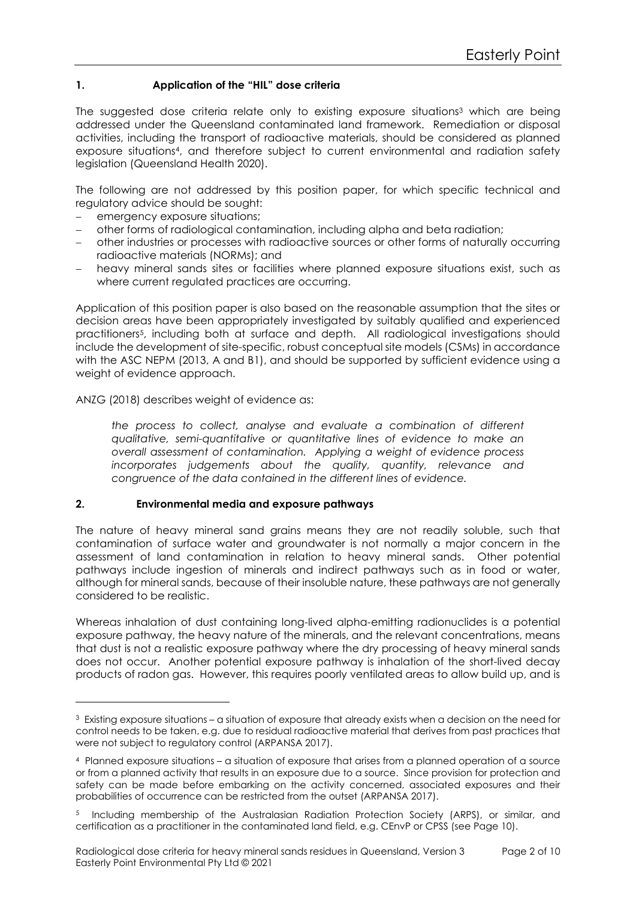## 1. Application of the "HIL" dose criteria

The suggested dose criteria relate only to existing exposure situations[3] which are being addressed under the Queensland contaminated land framework. Remediation or disposal activities, including the transport of radioactive materials, should be considered as planned exposure situations[4], and therefore subject to current environmental and radiation safety legislation (Queensland Health 2020).

The following are not addressed by this position paper, for which specific technical and regulatory advice should be sought:

- emergency exposure situations;
- other forms of radiological contamination, including alpha and beta radiation;
- other industries or processes with radioactive sources or other forms of naturally occurring radioactive materials (NORMs); and
- heavy mineral sands sites or facilities where planned exposure situations exist, such as where current regulated practices are occurring.

Application of this position paper is also based on the reasonable assumption that the sites or decision areas have been appropriately investigated by suitably qualified and experienced practitioners[5], including both at surface and depth. All radiological investigations should include the development of site-specific, robust conceptual site models (CSMs) in accordance with the ASC NEPM (2013, A and B1), and should be supported by sufficient evidence using a weight of evidence approach.

ANZG (2018) describes weight of evidence as:

> *the process to collect, analyse and evaluate a combination of different qualitative, semi-quantitative or quantitative lines of evidence to make an overall assessment of contamination. Applying a weight of evidence process incorporates judgements about the quality, quantity, relevance and congruence of the data contained in the different lines of evidence.*

## 2. Environmental media and exposure pathways

The nature of heavy mineral sand grains means they are not readily soluble, such that contamination of surface water and groundwater is not normally a major concern in the assessment of land contamination in relation to heavy mineral sands. Other potential pathways include ingestion of minerals and indirect pathways such as in food or water, although for mineral sands, because of their insoluble nature, these pathways are not generally considered to be realistic.

Whereas inhalation of dust containing long-lived alpha-emitting radionuclides is a potential exposure pathway, the heavy nature of the minerals, and the relevant concentrations, means that dust is not a realistic exposure pathway where the dry processing of heavy mineral sands does not occur. Another potential exposure pathway is inhalation of the short-lived decay products of radon gas. However, this requires poorly ventilated areas to allow build up, and is

---

[3] Existing exposure situations – a situation of exposure that already exists when a decision on the need for control needs to be taken, e.g. due to residual radioactive material that derives from past practices that were not subject to regulatory control (ARPANSA 2017).

[4] Planned exposure situations – a situation of exposure that arises from a planned operation of a source or from a planned activity that results in an exposure due to a source. Since provision for protection and safety can be made before embarking on the activity concerned, associated exposures and their probabilities of occurrence can be restricted from the outset (ARPANSA 2017).

[5] Including membership of the Australasian Radiation Protection Society (ARPS), or similar, and certification as a practitioner in the contaminated land field, e.g. CEnvP or CPSS (see Page 10).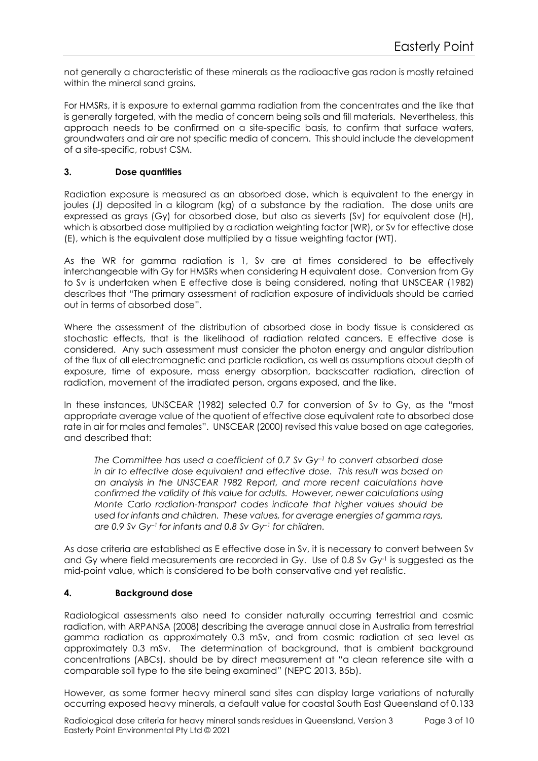not generally a characteristic of these minerals as the radioactive gas radon is mostly retained within the mineral sand grains.

For HMSRs, it is exposure to external gamma radiation from the concentrates and the like that is generally targeted, with the media of concern being soils and fill materials. Nevertheless, this approach needs to be confirmed on a site-specific basis, to confirm that surface waters, groundwaters and air are not specific media of concern. This should include the development of a site-specific, robust CSM.

## 3. Dose quantities

Radiation exposure is measured as an absorbed dose, which is equivalent to the energy in joules (J) deposited in a kilogram (kg) of a substance by the radiation. The dose units are expressed as grays (Gy) for absorbed dose, but also as sieverts (Sv) for equivalent dose (H), which is absorbed dose multiplied by a radiation weighting factor (WR), or Sv for effective dose (E), which is the equivalent dose multiplied by a tissue weighting factor (WT).

As the WR for gamma radiation is 1, Sv are at times considered to be effectively interchangeable with Gy for HMSRs when considering H equivalent dose. Conversion from Gy to Sv is undertaken when E effective dose is being considered, noting that UNSCEAR (1982) describes that "The primary assessment of radiation exposure of individuals should be carried out in terms of absorbed dose".

Where the assessment of the distribution of absorbed dose in body tissue is considered as stochastic effects, that is the likelihood of radiation related cancers, E effective dose is considered. Any such assessment must consider the photon energy and angular distribution of the flux of all electromagnetic and particle radiation, as well as assumptions about depth of exposure, time of exposure, mass energy absorption, backscatter radiation, direction of radiation, movement of the irradiated person, organs exposed, and the like.

In these instances, UNSCEAR (1982) selected 0.7 for conversion of Sv to Gy, as the "most appropriate average value of the quotient of effective dose equivalent rate to absorbed dose rate in air for males and females". UNSCEAR (2000) revised this value based on age categories, and described that:

> *The Committee has used a coefficient of 0.7 Sv $Gy^{-1}$ to convert absorbed dose in air to effective dose equivalent and effective dose. This result was based on an analysis in the UNSCEAR 1982 Report, and more recent calculations have confirmed the validity of this value for adults. However, newer calculations using Monte Carlo radiation-transport codes indicate that higher values should be used for infants and children. These values, for average energies of gamma rays, are 0.9 Sv $Gy^{-1}$ for infants and 0.8 Sv $Gy^{-1}$ for children.*

As dose criteria are established as E effective dose in Sv, it is necessary to convert between Sv and Gy where field measurements are recorded in Gy. Use of 0.8 Sv $Gy^{-1}$ is suggested as the mid-point value, which is considered to be both conservative and yet realistic.

## 4. Background dose

Radiological assessments also need to consider naturally occurring terrestrial and cosmic radiation, with ARPANSA (2008) describing the average annual dose in Australia from terrestrial gamma radiation as approximately 0.3 mSv, and from cosmic radiation at sea level as approximately 0.3 mSv. The determination of background, that is ambient background concentrations (ABCs), should be by direct measurement at "a clean reference site with a comparable soil type to the site being examined" (NEPC 2013, B5b).

However, as some former heavy mineral sand sites can display large variations of naturally occurring exposed heavy minerals, a default value for coastal South East Queensland of 0.133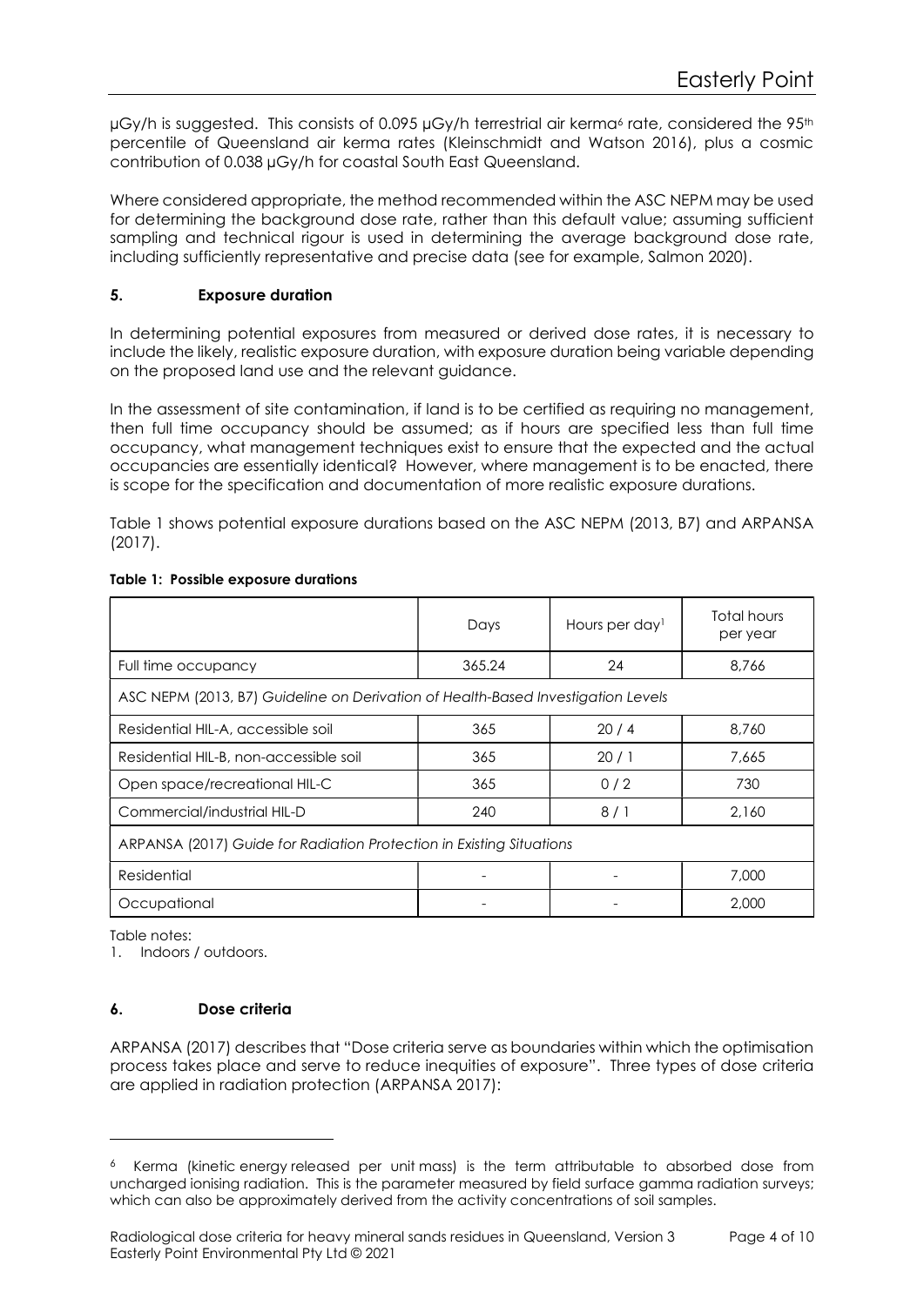μGy/h is suggested. This consists of 0.095 μGy/h terrestrial air kerma[6] rate, considered the 95th percentile of Queensland air kerma rates (Kleinschmidt and Watson 2016), plus a cosmic contribution of 0.038 μGy/h for coastal South East Queensland.

Where considered appropriate, the method recommended within the ASC NEPM may be used for determining the background dose rate, rather than this default value; assuming sufficient sampling and technical rigour is used in determining the average background dose rate, including sufficiently representative and precise data (see for example, Salmon 2020).

## 5. Exposure duration

In determining potential exposures from measured or derived dose rates, it is necessary to include the likely, realistic exposure duration, with exposure duration being variable depending on the proposed land use and the relevant guidance.

In the assessment of site contamination, if land is to be certified as requiring no management, then full time occupancy should be assumed; as if hours are specified less than full time occupancy, what management techniques exist to ensure that the expected and the actual occupancies are essentially identical? However, where management is to be enacted, there is scope for the specification and documentation of more realistic exposure durations.

Table 1 shows potential exposure durations based on the ASC NEPM (2013, B7) and ARPANSA (2017).

**Table 1: Possible exposure durations**

| | Days | Hours per day[1] | Total hours per year |
|---|---|---|---|
| Full time occupancy | 365.24 | 24 | 8,766 |
| ASC NEPM (2013, B7) *Guideline on Derivation of Health-Based Investigation Levels* | | | |
| Residential HIL-A, accessible soil | 365 | 20 / 4 | 8,760 |
| Residential HIL-B, non-accessible soil | 365 | 20 / 1 | 7,665 |
| Open space/recreational HIL-C | 365 | 0 / 2 | 730 |
| Commercial/industrial HIL-D | 240 | 8 / 1 | 2,160 |
| ARPANSA (2017) *Guide for Radiation Protection in Existing Situations* | | | |
| Residential | - | - | 7,000 |
| Occupational | - | - | 2,000 |

Table notes:

1. Indoors / outdoors.

## 6. Dose criteria

ARPANSA (2017) describes that "Dose criteria serve as boundaries within which the optimisation process takes place and serve to reduce inequities of exposure". Three types of dose criteria are applied in radiation protection (ARPANSA 2017):

[6] Kerma (kinetic energy released per unit mass) is the term attributable to absorbed dose from uncharged ionising radiation. This is the parameter measured by field surface gamma radiation surveys; which can also be approximately derived from the activity concentrations of soil samples.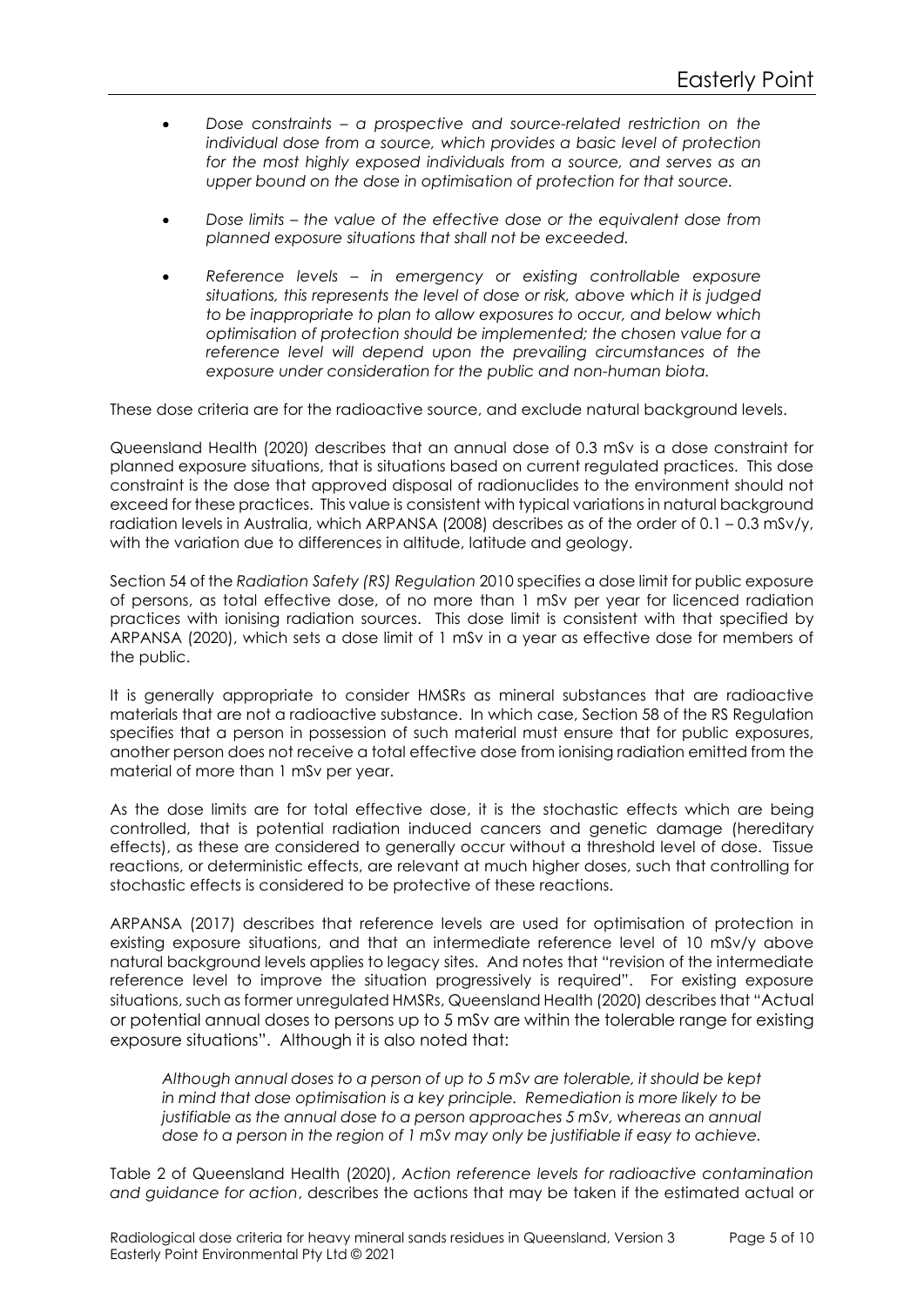- *Dose constraints – a prospective and source-related restriction on the individual dose from a source, which provides a basic level of protection for the most highly exposed individuals from a source, and serves as an upper bound on the dose in optimisation of protection for that source.*

- *Dose limits – the value of the effective dose or the equivalent dose from planned exposure situations that shall not be exceeded.*

- *Reference levels – in emergency or existing controllable exposure situations, this represents the level of dose or risk, above which it is judged to be inappropriate to plan to allow exposures to occur, and below which optimisation of protection should be implemented; the chosen value for a reference level will depend upon the prevailing circumstances of the exposure under consideration for the public and non-human biota.*

These dose criteria are for the radioactive source, and exclude natural background levels.

Queensland Health (2020) describes that an annual dose of 0.3 mSv is a dose constraint for planned exposure situations, that is situations based on current regulated practices. This dose constraint is the dose that approved disposal of radionuclides to the environment should not exceed for these practices. This value is consistent with typical variations in natural background radiation levels in Australia, which ARPANSA (2008) describes as of the order of 0.1 – 0.3 mSv/y, with the variation due to differences in altitude, latitude and geology.

Section 54 of the *Radiation Safety (RS) Regulation* 2010 specifies a dose limit for public exposure of persons, as total effective dose, of no more than 1 mSv per year for licenced radiation practices with ionising radiation sources. This dose limit is consistent with that specified by ARPANSA (2020), which sets a dose limit of 1 mSv in a year as effective dose for members of the public.

It is generally appropriate to consider HMSRs as mineral substances that are radioactive materials that are not a radioactive substance. In which case, Section 58 of the RS Regulation specifies that a person in possession of such material must ensure that for public exposures, another person does not receive a total effective dose from ionising radiation emitted from the material of more than 1 mSv per year.

As the dose limits are for total effective dose, it is the stochastic effects which are being controlled, that is potential radiation induced cancers and genetic damage (hereditary effects), as these are considered to generally occur without a threshold level of dose. Tissue reactions, or deterministic effects, are relevant at much higher doses, such that controlling for stochastic effects is considered to be protective of these reactions.

ARPANSA (2017) describes that reference levels are used for optimisation of protection in existing exposure situations, and that an intermediate reference level of 10 mSv/y above natural background levels applies to legacy sites. And notes that "revision of the intermediate reference level to improve the situation progressively is required". For existing exposure situations, such as former unregulated HMSRs, Queensland Health (2020) describes that "Actual or potential annual doses to persons up to 5 mSv are within the tolerable range for existing exposure situations". Although it is also noted that:

> *Although annual doses to a person of up to 5 mSv are tolerable, it should be kept in mind that dose optimisation is a key principle. Remediation is more likely to be justifiable as the annual dose to a person approaches 5 mSv, whereas an annual dose to a person in the region of 1 mSv may only be justifiable if easy to achieve.*

Table 2 of Queensland Health (2020), *Action reference levels for radioactive contamination and guidance for action*, describes the actions that may be taken if the estimated actual or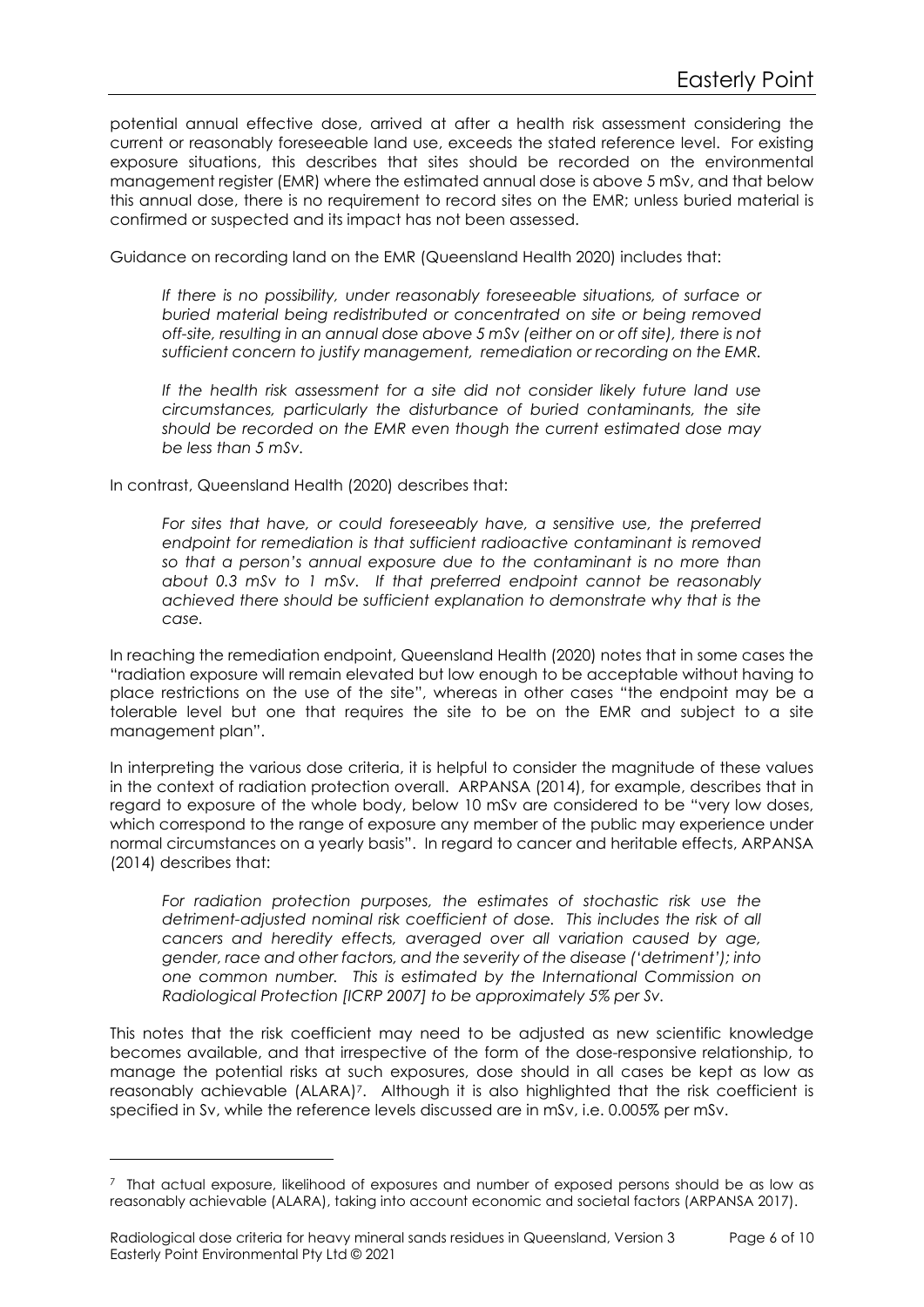potential annual effective dose, arrived at after a health risk assessment considering the current or reasonably foreseeable land use, exceeds the stated reference level. For existing exposure situations, this describes that sites should be recorded on the environmental management register (EMR) where the estimated annual dose is above 5 mSv, and that below this annual dose, there is no requirement to record sites on the EMR; unless buried material is confirmed or suspected and its impact has not been assessed.

Guidance on recording land on the EMR (Queensland Health 2020) includes that:

> *If there is no possibility, under reasonably foreseeable situations, of surface or buried material being redistributed or concentrated on site or being removed off-site, resulting in an annual dose above 5 mSv (either on or off site), there is not sufficient concern to justify management, remediation or recording on the EMR.*
>
> *If the health risk assessment for a site did not consider likely future land use circumstances, particularly the disturbance of buried contaminants, the site should be recorded on the EMR even though the current estimated dose may be less than 5 mSv.*

In contrast, Queensland Health (2020) describes that:

> *For sites that have, or could foreseeably have, a sensitive use, the preferred endpoint for remediation is that sufficient radioactive contaminant is removed so that a person's annual exposure due to the contaminant is no more than about 0.3 mSv to 1 mSv. If that preferred endpoint cannot be reasonably achieved there should be sufficient explanation to demonstrate why that is the case.*

In reaching the remediation endpoint, Queensland Health (2020) notes that in some cases the "radiation exposure will remain elevated but low enough to be acceptable without having to place restrictions on the use of the site", whereas in other cases "the endpoint may be a tolerable level but one that requires the site to be on the EMR and subject to a site management plan".

In interpreting the various dose criteria, it is helpful to consider the magnitude of these values in the context of radiation protection overall. ARPANSA (2014), for example, describes that in regard to exposure of the whole body, below 10 mSv are considered to be "very low doses, which correspond to the range of exposure any member of the public may experience under normal circumstances on a yearly basis". In regard to cancer and heritable effects, ARPANSA (2014) describes that:

> *For radiation protection purposes, the estimates of stochastic risk use the detriment-adjusted nominal risk coefficient of dose. This includes the risk of all cancers and heredity effects, averaged over all variation caused by age, gender, race and other factors, and the severity of the disease ('detriment'); into one common number. This is estimated by the International Commission on Radiological Protection [ICRP 2007] to be approximately 5% per Sv.*

This notes that the risk coefficient may need to be adjusted as new scientific knowledge becomes available, and that irrespective of the form of the dose-responsive relationship, to manage the potential risks at such exposures, dose should in all cases be kept as low as reasonably achievable (ALARA)[7]. Although it is also highlighted that the risk coefficient is specified in Sv, while the reference levels discussed are in mSv, i.e. 0.005% per mSv.

---

[7] That actual exposure, likelihood of exposures and number of exposed persons should be as low as reasonably achievable (ALARA), taking into account economic and societal factors (ARPANSA 2017).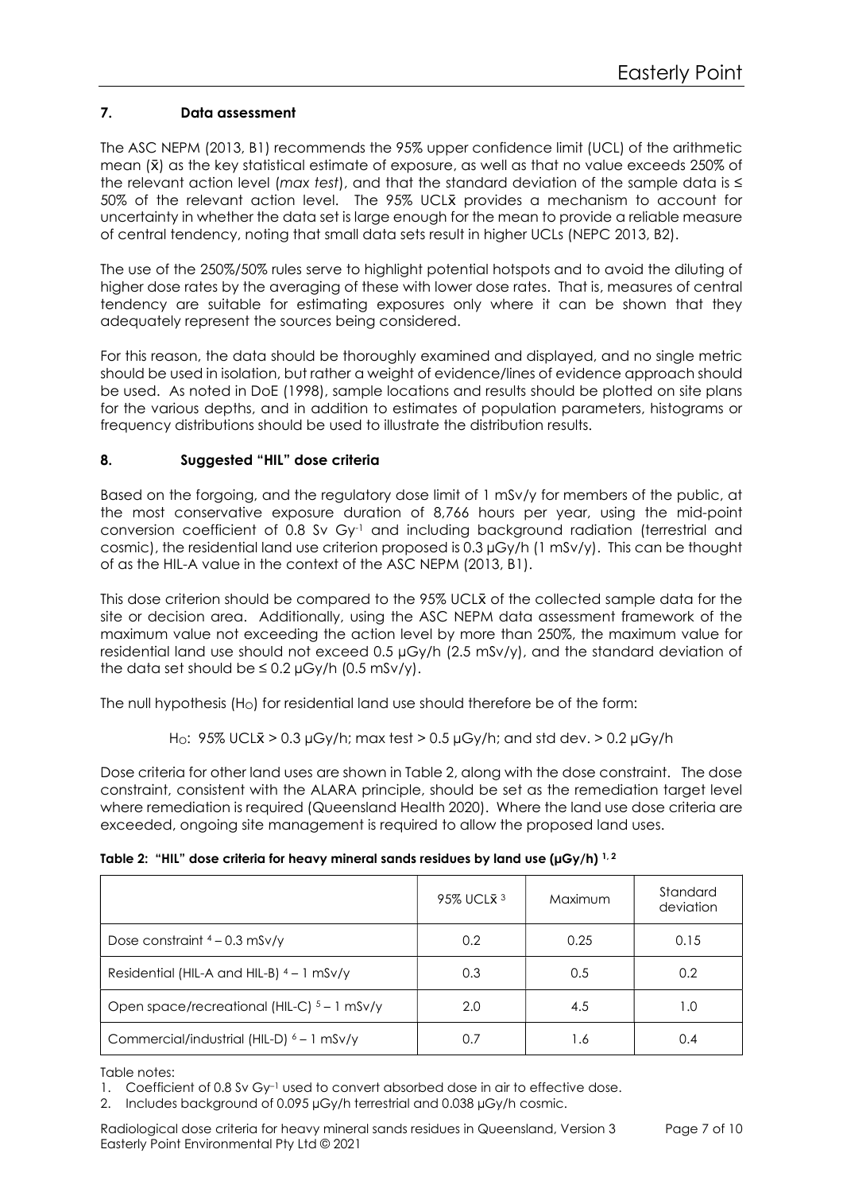## 7. Data assessment

The ASC NEPM (2013, B1) recommends the 95% upper confidence limit (UCL) of the arithmetic mean ($\bar{x}$) as the key statistical estimate of exposure, as well as that no value exceeds 250% of the relevant action level (*max test*), and that the standard deviation of the sample data is ≤ 50% of the relevant action level. The 95% UCL$\bar{x}$ provides a mechanism to account for uncertainty in whether the data set is large enough for the mean to provide a reliable measure of central tendency, noting that small data sets result in higher UCLs (NEPC 2013, B2).

The use of the 250%/50% rules serve to highlight potential hotspots and to avoid the diluting of higher dose rates by the averaging of these with lower dose rates. That is, measures of central tendency are suitable for estimating exposures only where it can be shown that they adequately represent the sources being considered.

For this reason, the data should be thoroughly examined and displayed, and no single metric should be used in isolation, but rather a weight of evidence/lines of evidence approach should be used. As noted in DoE (1998), sample locations and results should be plotted on site plans for the various depths, and in addition to estimates of population parameters, histograms or frequency distributions should be used to illustrate the distribution results.

## 8. Suggested "HIL" dose criteria

Based on the forgoing, and the regulatory dose limit of 1 mSv/y for members of the public, at the most conservative exposure duration of 8,766 hours per year, using the mid-point conversion coefficient of 0.8 Sv $Gy^{-1}$ and including background radiation (terrestrial and cosmic), the residential land use criterion proposed is 0.3 µGy/h (1 mSv/y). This can be thought of as the HIL-A value in the context of the ASC NEPM (2013, B1).

This dose criterion should be compared to the 95% UCL$\bar{x}$ of the collected sample data for the site or decision area. Additionally, using the ASC NEPM data assessment framework of the maximum value not exceeding the action level by more than 250%, the maximum value for residential land use should not exceed 0.5 µGy/h (2.5 mSv/y), and the standard deviation of the data set should be ≤ 0.2 µGy/h (0.5 mSv/y).

The null hypothesis ($H_O$) for residential land use should therefore be of the form:

$H_O$: 95% UCL$\bar{x}$ > 0.3 µGy/h; max test > 0.5 µGy/h; and std dev. > 0.2 µGy/h

Dose criteria for other land uses are shown in Table 2, along with the dose constraint. The dose constraint, consistent with the ALARA principle, should be set as the remediation target level where remediation is required (Queensland Health 2020). Where the land use dose criteria are exceeded, ongoing site management is required to allow the proposed land uses.

**Table 2: "HIL" dose criteria for heavy mineral sands residues by land use (µGy/h) [1, 2]**

| | 95% UCL$\bar{x}$ [3] | Maximum | Standard deviation |
|---|---|---|---|
| Dose constraint [4] – 0.3 mSv/y | 0.2 | 0.25 | 0.15 |
| Residential (HIL-A and HIL-B) [4] – 1 mSv/y | 0.3 | 0.5 | 0.2 |
| Open space/recreational (HIL-C) [5] – 1 mSv/y | 2.0 | 4.5 | 1.0 |
| Commercial/industrial (HIL-D) [6] – 1 mSv/y | 0.7 | 1.6 | 0.4 |

Table notes:

1. Coefficient of 0.8 Sv $Gy^{-1}$ used to convert absorbed dose in air to effective dose.
2. Includes background of 0.095 µGy/h terrestrial and 0.038 µGy/h cosmic.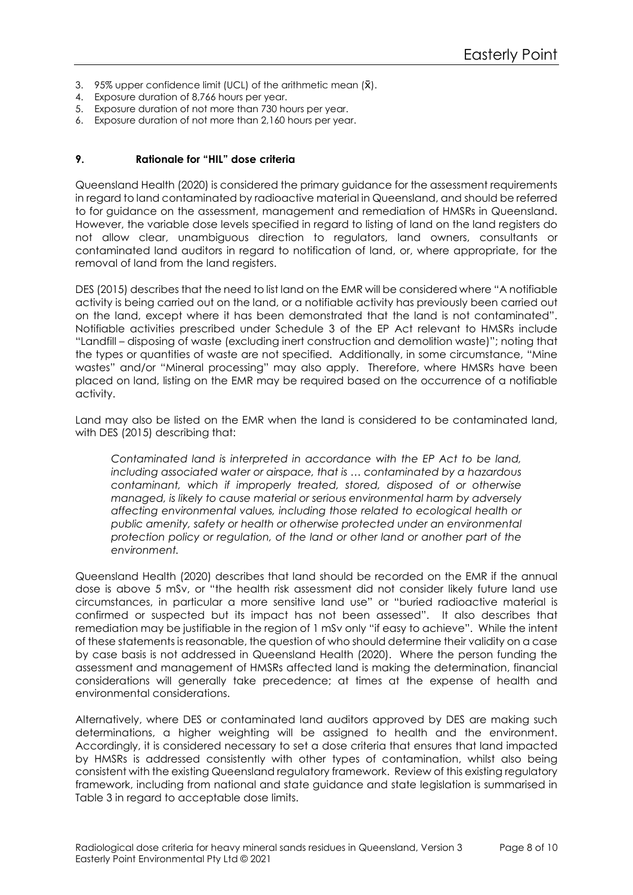3. 95% upper confidence limit (UCL) of the arithmetic mean ($\bar{x}$).
4. Exposure duration of 8,766 hours per year.
5. Exposure duration of not more than 730 hours per year.
6. Exposure duration of not more than 2,160 hours per year.

## 9. Rationale for "HIL" dose criteria

Queensland Health (2020) is considered the primary guidance for the assessment requirements in regard to land contaminated by radioactive material in Queensland, and should be referred to for guidance on the assessment, management and remediation of HMSRs in Queensland. However, the variable dose levels specified in regard to listing of land on the land registers do not allow clear, unambiguous direction to regulators, land owners, consultants or contaminated land auditors in regard to notification of land, or, where appropriate, for the removal of land from the land registers.

DES (2015) describes that the need to list land on the EMR will be considered where "A notifiable activity is being carried out on the land, or a notifiable activity has previously been carried out on the land, except where it has been demonstrated that the land is not contaminated". Notifiable activities prescribed under Schedule 3 of the EP Act relevant to HMSRs include "Landfill – disposing of waste (excluding inert construction and demolition waste)"; noting that the types or quantities of waste are not specified. Additionally, in some circumstance, "Mine wastes" and/or "Mineral processing" may also apply. Therefore, where HMSRs have been placed on land, listing on the EMR may be required based on the occurrence of a notifiable activity.

Land may also be listed on the EMR when the land is considered to be contaminated land, with DES (2015) describing that:

> *Contaminated land is interpreted in accordance with the EP Act to be land, including associated water or airspace, that is … contaminated by a hazardous contaminant, which if improperly treated, stored, disposed of or otherwise managed, is likely to cause material or serious environmental harm by adversely affecting environmental values, including those related to ecological health or public amenity, safety or health or otherwise protected under an environmental protection policy or regulation, of the land or other land or another part of the environment.*

Queensland Health (2020) describes that land should be recorded on the EMR if the annual dose is above 5 mSv, or "the health risk assessment did not consider likely future land use circumstances, in particular a more sensitive land use" or "buried radioactive material is confirmed or suspected but its impact has not been assessed". It also describes that remediation may be justifiable in the region of 1 mSv only "if easy to achieve". While the intent of these statements is reasonable, the question of who should determine their validity on a case by case basis is not addressed in Queensland Health (2020). Where the person funding the assessment and management of HMSRs affected land is making the determination, financial considerations will generally take precedence; at times at the expense of health and environmental considerations.

Alternatively, where DES or contaminated land auditors approved by DES are making such determinations, a higher weighting will be assigned to health and the environment. Accordingly, it is considered necessary to set a dose criteria that ensures that land impacted by HMSRs is addressed consistently with other types of contamination, whilst also being consistent with the existing Queensland regulatory framework. Review of this existing regulatory framework, including from national and state guidance and state legislation is summarised in Table 3 in regard to acceptable dose limits.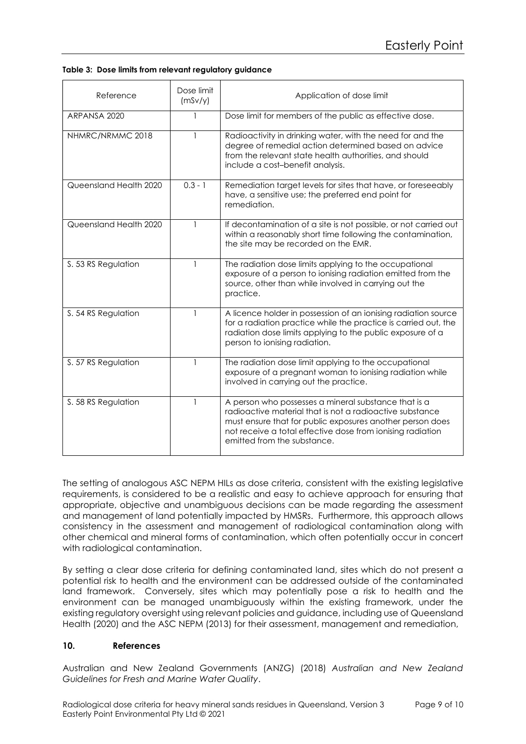**Table 3: Dose limits from relevant regulatory guidance**

| Reference | Dose limit (mSv/y) | Application of dose limit |
|---|---|---|
| ARPANSA 2020 | 1 | Dose limit for members of the public as effective dose. |
| NHMRC/NRMMC 2018 | 1 | Radioactivity in drinking water, with the need for and the degree of remedial action determined based on advice from the relevant state health authorities, and should include a cost–benefit analysis. |
| Queensland Health 2020 | 0.3 - 1 | Remediation target levels for sites that have, or foreseeably have, a sensitive use; the preferred end point for remediation. |
| Queensland Health 2020 | 1 | If decontamination of a site is not possible, or not carried out within a reasonably short time following the contamination, the site may be recorded on the EMR. |
| S. 53 RS Regulation | 1 | The radiation dose limits applying to the occupational exposure of a person to ionising radiation emitted from the source, other than while involved in carrying out the practice. |
| S. 54 RS Regulation | 1 | A licence holder in possession of an ionising radiation source for a radiation practice while the practice is carried out, the radiation dose limits applying to the public exposure of a person to ionising radiation. |
| S. 57 RS Regulation | 1 | The radiation dose limit applying to the occupational exposure of a pregnant woman to ionising radiation while involved in carrying out the practice. |
| S. 58 RS Regulation | 1 | A person who possesses a mineral substance that is a radioactive material that is not a radioactive substance must ensure that for public exposures another person does not receive a total effective dose from ionising radiation emitted from the substance. |

The setting of analogous ASC NEPM HILs as dose criteria, consistent with the existing legislative requirements, is considered to be a realistic and easy to achieve approach for ensuring that appropriate, objective and unambiguous decisions can be made regarding the assessment and management of land potentially impacted by HMSRs. Furthermore, this approach allows consistency in the assessment and management of radiological contamination along with other chemical and mineral forms of contamination, which often potentially occur in concert with radiological contamination.

By setting a clear dose criteria for defining contaminated land, sites which do not present a potential risk to health and the environment can be addressed outside of the contaminated land framework. Conversely, sites which may potentially pose a risk to health and the environment can be managed unambiguously within the existing framework, under the existing regulatory oversight using relevant policies and guidance, including use of Queensland Health (2020) and the ASC NEPM (2013) for their assessment, management and remediation,

## 10. References

Australian and New Zealand Governments (ANZG) (2018) *Australian and New Zealand Guidelines for Fresh and Marine Water Quality*.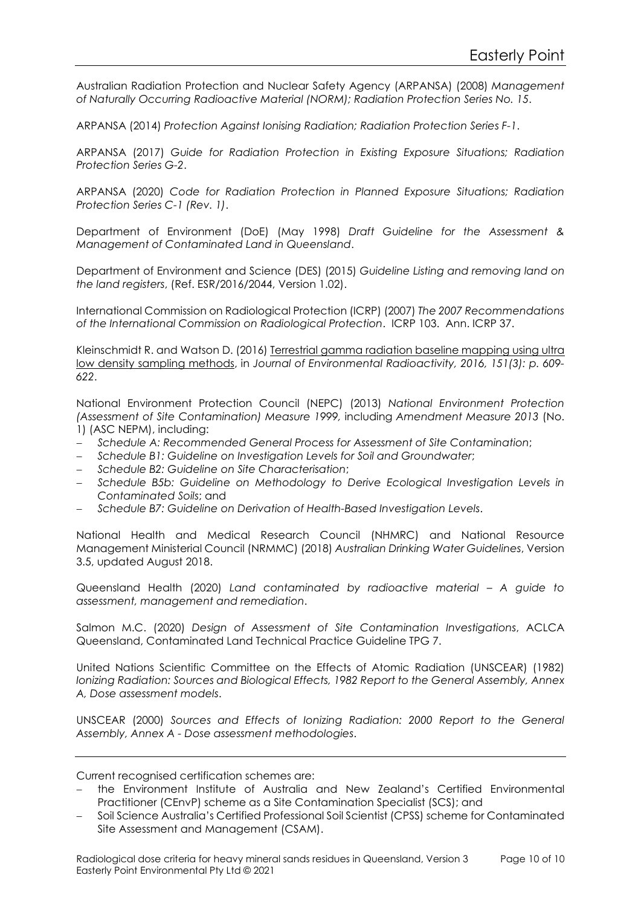Australian Radiation Protection and Nuclear Safety Agency (ARPANSA) (2008) *Management of Naturally Occurring Radioactive Material (NORM); Radiation Protection Series No. 15*.

ARPANSA (2014) *Protection Against Ionising Radiation; Radiation Protection Series F-1*.

ARPANSA (2017) *Guide for Radiation Protection in Existing Exposure Situations; Radiation Protection Series G-2*.

ARPANSA (2020) *Code for Radiation Protection in Planned Exposure Situations; Radiation Protection Series C-1 (Rev. 1)*.

Department of Environment (DoE) (May 1998) *Draft Guideline for the Assessment & Management of Contaminated Land in Queensland*.

Department of Environment and Science (DES) (2015) *Guideline Listing and removing land on the land registers*, (Ref. ESR/2016/2044, Version 1.02).

International Commission on Radiological Protection (ICRP) (2007) *The 2007 Recommendations of the International Commission on Radiological Protection*. ICRP 103. Ann. ICRP 37.

Kleinschmidt R. and Watson D. (2016) Terrestrial gamma radiation baseline mapping using ultra low density sampling methods, in *Journal of Environmental Radioactivity, 2016, 151(3): p. 609-622*.

National Environment Protection Council (NEPC) (2013) *National Environment Protection (Assessment of Site Contamination) Measure 1999,* including *Amendment Measure 2013* (No. 1) (ASC NEPM), including:

- *Schedule A: Recommended General Process for Assessment of Site Contamination*;
- *Schedule B1: Guideline on Investigation Levels for Soil and Groundwater*;
- *Schedule B2: Guideline on Site Characterisation*;
- *Schedule B5b: Guideline on Methodology to Derive Ecological Investigation Levels in Contaminated Soils*; and
- *Schedule B7: Guideline on Derivation of Health-Based Investigation Levels*.

National Health and Medical Research Council (NHMRC) and National Resource Management Ministerial Council (NRMMC) (2018) *Australian Drinking Water Guidelines*, Version 3.5, updated August 2018.

Queensland Health (2020) *Land contaminated by radioactive material – A guide to assessment, management and remediation*.

Salmon M.C. (2020) *Design of Assessment of Site Contamination Investigations*, ACLCA Queensland, Contaminated Land Technical Practice Guideline TPG 7.

United Nations Scientific Committee on the Effects of Atomic Radiation (UNSCEAR) (1982) *Ionizing Radiation: Sources and Biological Effects, 1982 Report to the General Assembly, Annex A, Dose assessment models*.

UNSCEAR (2000) *Sources and Effects of Ionizing Radiation: 2000 Report to the General Assembly, Annex A - Dose assessment methodologies*.

---

Current recognised certification schemes are:

- the Environment Institute of Australia and New Zealand's Certified Environmental Practitioner (CEnvP) scheme as a Site Contamination Specialist (SCS); and
- Soil Science Australia's Certified Professional Soil Scientist (CPSS) scheme for Contaminated Site Assessment and Management (CSAM).